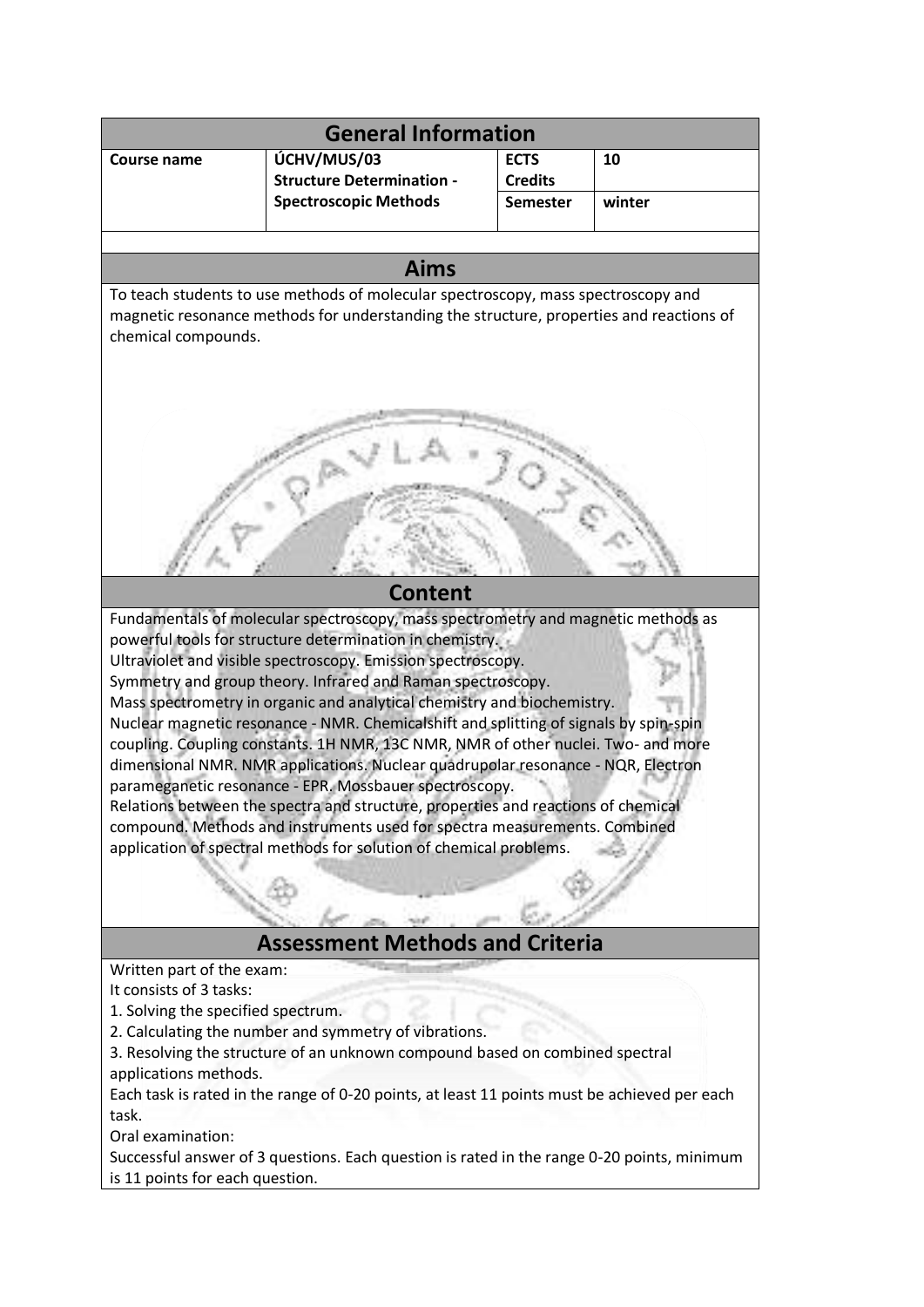## General Information

| Course name | ÚCHV/MUS/03 Structure Determination - Spectroscopic Methods | ECTS Credits | 10 |
|---|---|---|---|
| | | Semester | winter |

## Aims

To teach students to use methods of molecular spectroscopy, mass spectroscopy and magnetic resonance methods for understanding the structure, properties and reactions of chemical compounds.

## Content

Fundamentals of molecular spectroscopy, mass spectrometry and magnetic methods as powerful tools for structure determination in chemistry.
Ultraviolet and visible spectroscopy. Emission spectroscopy.
Symmetry and group theory. Infrared and Raman spectroscopy.
Mass spectrometry in organic and analytical chemistry and biochemistry.
Nuclear magnetic resonance - NMR. Chemicalshift and splitting of signals by spin-spin coupling. Coupling constants. 1H NMR, 13C NMR, NMR of other nuclei. Two- and more dimensional NMR. NMR applications. Nuclear quadrupolar resonance - NQR, Electron parameganetic resonance - EPR. Mossbauer spectroscopy.
Relations between the spectra and structure, properties and reactions of chemical compound. Methods and instruments used for spectra measurements. Combined application of spectral methods for solution of chemical problems.

## Assessment Methods and Criteria

Written part of the exam:
It consists of 3 tasks:
1. Solving the specified spectrum.
2. Calculating the number and symmetry of vibrations.
3. Resolving the structure of an unknown compound based on combined spectral applications methods.

Each task is rated in the range of 0-20 points, at least 11 points must be achieved per each task.
Oral examination:
Successful answer of 3 questions. Each question is rated in the range 0-20 points, minimum is 11 points for each question.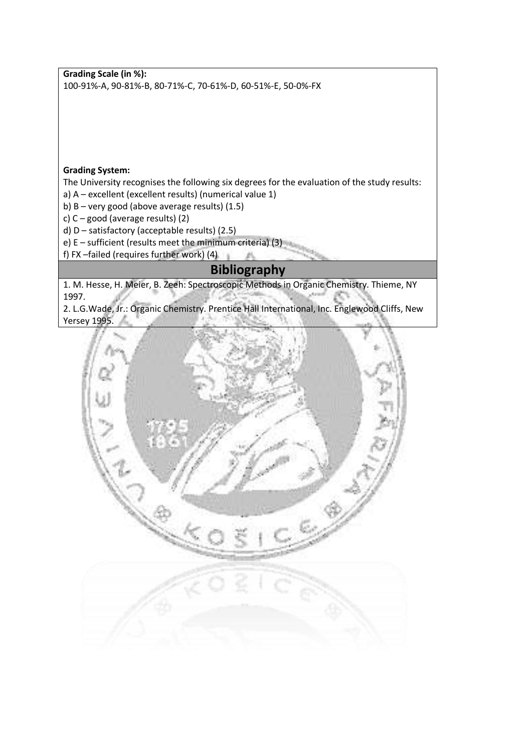**Grading Scale (in %):**
100-91%-A, 90-81%-B, 80-71%-C, 70-61%-D, 60-51%-E, 50-0%-FX

**Grading System:**
The University recognises the following six degrees for the evaluation of the study results:
a) A – excellent (excellent results) (numerical value 1)
b) B – very good (above average results) (1.5)
c) C – good (average results) (2)
d) D – satisfactory (acceptable results) (2.5)
e) E – sufficient (results meet the minimum criteria) (3)
f) FX –failed (requires further work) (4)

## Bibliography

1. M. Hesse, H. Meier, B. Zeeh: Spectroscopic Methods in Organic Chemistry. Thieme, NY 1997.
2. L.G.Wade, Jr.: Organic Chemistry. Prentice Hall International, Inc. Englewood Cliffs, New Yersey 1995.